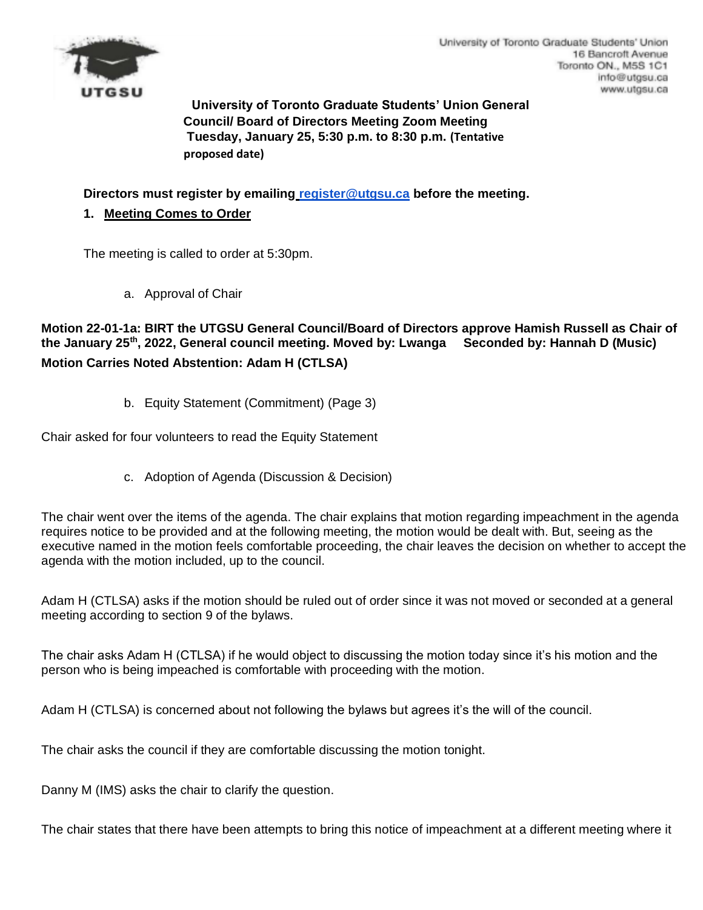University of Toronto Graduate Students' Union
16 Bancroft Avenue
Toronto ON., M5S 1C1
info@utgsu.ca
www.utgsu.ca

**University of Toronto Graduate Students' Union General Council/ Board of Directors Meeting Zoom Meeting Tuesday, January 25, 5:30 p.m. to 8:30 p.m. (Tentative proposed date)**

**Directors must register by emailing register@utgsu.ca before the meeting.**

## 1. Meeting Comes to Order

The meeting is called to order at 5:30pm.

a. Approval of Chair

**Motion 22-01-1a: BIRT the UTGSU General Council/Board of Directors approve Hamish Russell as Chair of the January 25th, 2022, General council meeting. Moved by: Lwanga Seconded by: Hannah D (Music)**
**Motion Carries Noted Abstention: Adam H (CTLSA)**

b. Equity Statement (Commitment) (Page 3)

Chair asked for four volunteers to read the Equity Statement

c. Adoption of Agenda (Discussion & Decision)

The chair went over the items of the agenda. The chair explains that motion regarding impeachment in the agenda requires notice to be provided and at the following meeting, the motion would be dealt with. But, seeing as the executive named in the motion feels comfortable proceeding, the chair leaves the decision on whether to accept the agenda with the motion included, up to the council.

Adam H (CTLSA) asks if the motion should be ruled out of order since it was not moved or seconded at a general meeting according to section 9 of the bylaws.

The chair asks Adam H (CTLSA) if he would object to discussing the motion today since it's his motion and the person who is being impeached is comfortable with proceeding with the motion.

Adam H (CTLSA) is concerned about not following the bylaws but agrees it's the will of the council.

The chair asks the council if they are comfortable discussing the motion tonight.

Danny M (IMS) asks the chair to clarify the question.

The chair states that there have been attempts to bring this notice of impeachment at a different meeting where it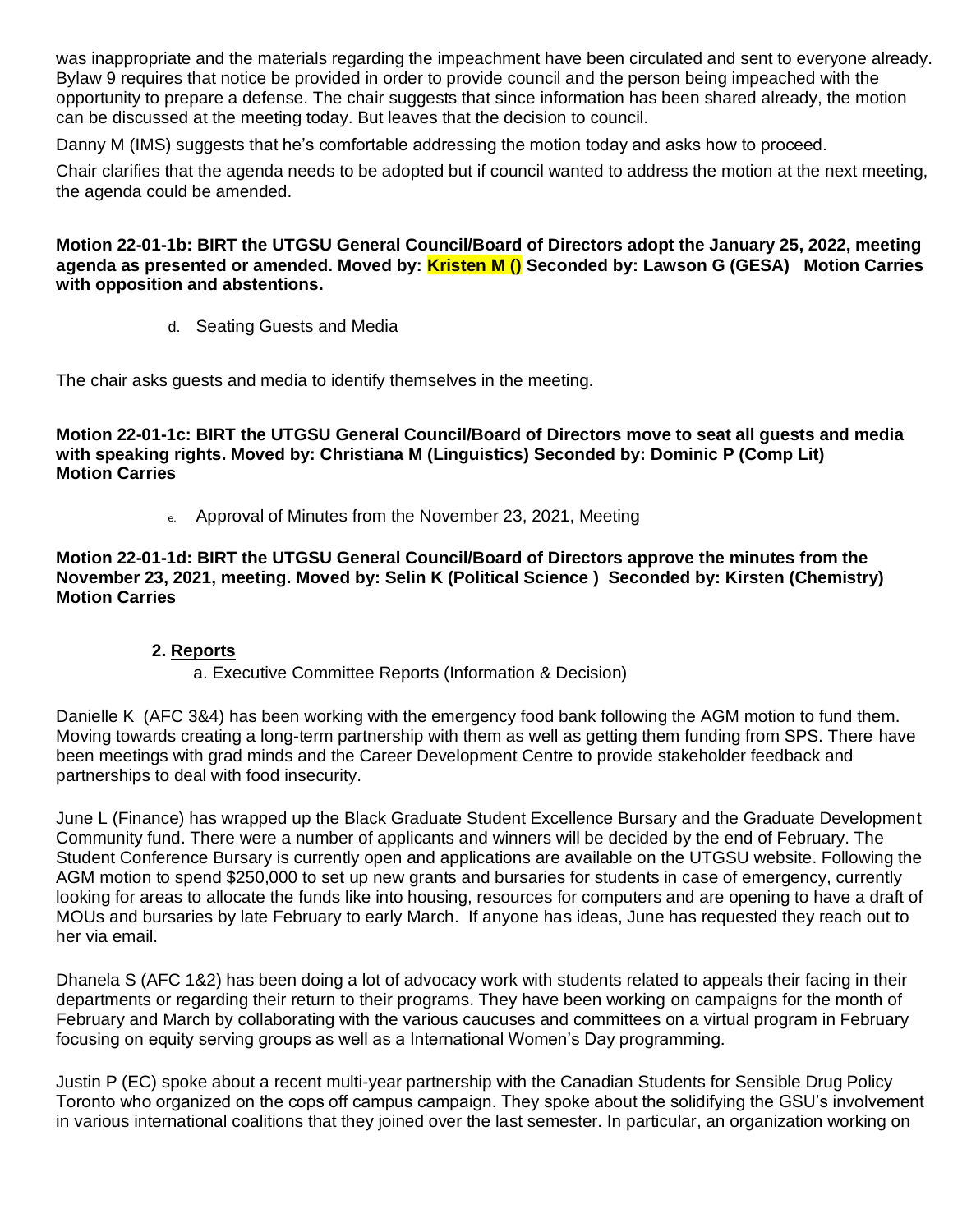was inappropriate and the materials regarding the impeachment have been circulated and sent to everyone already. Bylaw 9 requires that notice be provided in order to provide council and the person being impeached with the opportunity to prepare a defense. The chair suggests that since information has been shared already, the motion can be discussed at the meeting today. But leaves that the decision to council.

Danny M (IMS) suggests that he's comfortable addressing the motion today and asks how to proceed.

Chair clarifies that the agenda needs to be adopted but if council wanted to address the motion at the next meeting, the agenda could be amended.

**Motion 22-01-1b: BIRT the UTGSU General Council/Board of Directors adopt the January 25, 2022, meeting agenda as presented or amended. Moved by: Kristen M () Seconded by: Lawson G (GESA) Motion Carries with opposition and abstentions.**

d. Seating Guests and Media

The chair asks guests and media to identify themselves in the meeting.

**Motion 22-01-1c: BIRT the UTGSU General Council/Board of Directors move to seat all guests and media with speaking rights. Moved by: Christiana M (Linguistics) Seconded by: Dominic P (Comp Lit) Motion Carries**

e. Approval of Minutes from the November 23, 2021, Meeting

**Motion 22-01-1d: BIRT the UTGSU General Council/Board of Directors approve the minutes from the November 23, 2021, meeting. Moved by: Selin K (Political Science ) Seconded by: Kirsten (Chemistry) Motion Carries**

## 2. Reports

a. Executive Committee Reports (Information & Decision)

Danielle K (AFC 3&4) has been working with the emergency food bank following the AGM motion to fund them. Moving towards creating a long-term partnership with them as well as getting them funding from SPS. There have been meetings with grad minds and the Career Development Centre to provide stakeholder feedback and partnerships to deal with food insecurity.

June L (Finance) has wrapped up the Black Graduate Student Excellence Bursary and the Graduate Development Community fund. There were a number of applicants and winners will be decided by the end of February. The Student Conference Bursary is currently open and applications are available on the UTGSU website. Following the AGM motion to spend $250,000 to set up new grants and bursaries for students in case of emergency, currently looking for areas to allocate the funds like into housing, resources for computers and are opening to have a draft of MOUs and bursaries by late February to early March. If anyone has ideas, June has requested they reach out to her via email.

Dhanela S (AFC 1&2) has been doing a lot of advocacy work with students related to appeals their facing in their departments or regarding their return to their programs. They have been working on campaigns for the month of February and March by collaborating with the various caucuses and committees on a virtual program in February focusing on equity serving groups as well as a International Women's Day programming.

Justin P (EC) spoke about a recent multi-year partnership with the Canadian Students for Sensible Drug Policy Toronto who organized on the cops off campus campaign. They spoke about the solidifying the GSU's involvement in various international coalitions that they joined over the last semester. In particular, an organization working on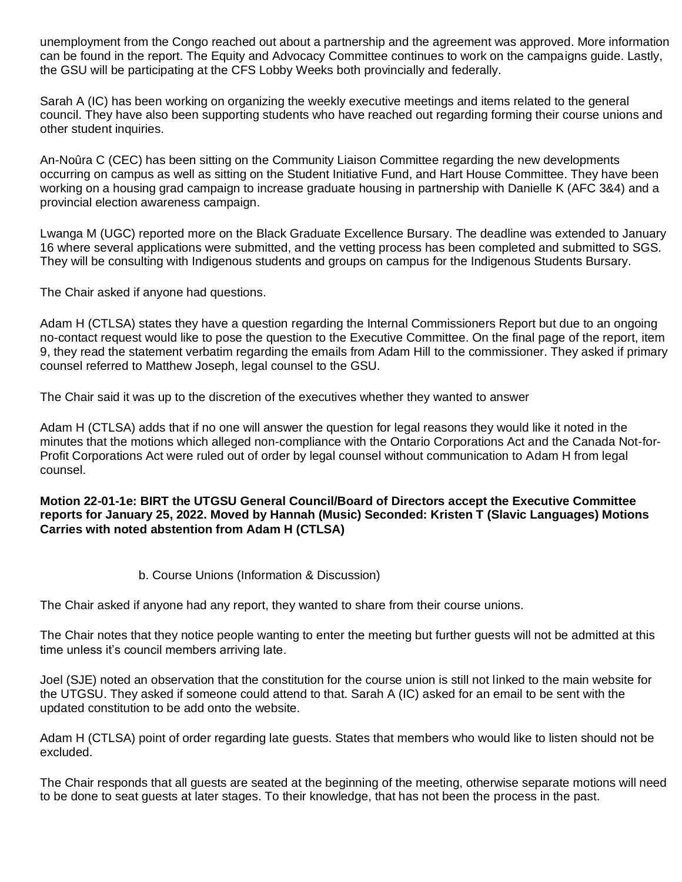unemployment from the Congo reached out about a partnership and the agreement was approved. More information can be found in the report. The Equity and Advocacy Committee continues to work on the campaigns guide. Lastly, the GSU will be participating at the CFS Lobby Weeks both provincially and federally.

Sarah A (IC) has been working on organizing the weekly executive meetings and items related to the general council. They have also been supporting students who have reached out regarding forming their course unions and other student inquiries.

An-Noûra C (CEC) has been sitting on the Community Liaison Committee regarding the new developments occurring on campus as well as sitting on the Student Initiative Fund, and Hart House Committee. They have been working on a housing grad campaign to increase graduate housing in partnership with Danielle K (AFC 3&4) and a provincial election awareness campaign.

Lwanga M (UGC) reported more on the Black Graduate Excellence Bursary. The deadline was extended to January 16 where several applications were submitted, and the vetting process has been completed and submitted to SGS. They will be consulting with Indigenous students and groups on campus for the Indigenous Students Bursary.

The Chair asked if anyone had questions.

Adam H (CTLSA) states they have a question regarding the Internal Commissioners Report but due to an ongoing no-contact request would like to pose the question to the Executive Committee. On the final page of the report, item 9, they read the statement verbatim regarding the emails from Adam Hill to the commissioner. They asked if primary counsel referred to Matthew Joseph, legal counsel to the GSU.

The Chair said it was up to the discretion of the executives whether they wanted to answer

Adam H (CTLSA) adds that if no one will answer the question for legal reasons they would like it noted in the minutes that the motions which alleged non-compliance with the Ontario Corporations Act and the Canada Not-for-Profit Corporations Act were ruled out of order by legal counsel without communication to Adam H from legal counsel.

**Motion 22-01-1e: BIRT the UTGSU General Council/Board of Directors accept the Executive Committee reports for January 25, 2022. Moved by Hannah (Music) Seconded: Kristen T (Slavic Languages) Motions Carries with noted abstention from Adam H (CTLSA)**

b. Course Unions (Information & Discussion)

The Chair asked if anyone had any report, they wanted to share from their course unions.

The Chair notes that they notice people wanting to enter the meeting but further guests will not be admitted at this time unless it's council members arriving late.

Joel (SJE) noted an observation that the constitution for the course union is still not linked to the main website for the UTGSU. They asked if someone could attend to that. Sarah A (IC) asked for an email to be sent with the updated constitution to be add onto the website.

Adam H (CTLSA) point of order regarding late guests. States that members who would like to listen should not be excluded.

The Chair responds that all guests are seated at the beginning of the meeting, otherwise separate motions will need to be done to seat guests at later stages. To their knowledge, that has not been the process in the past.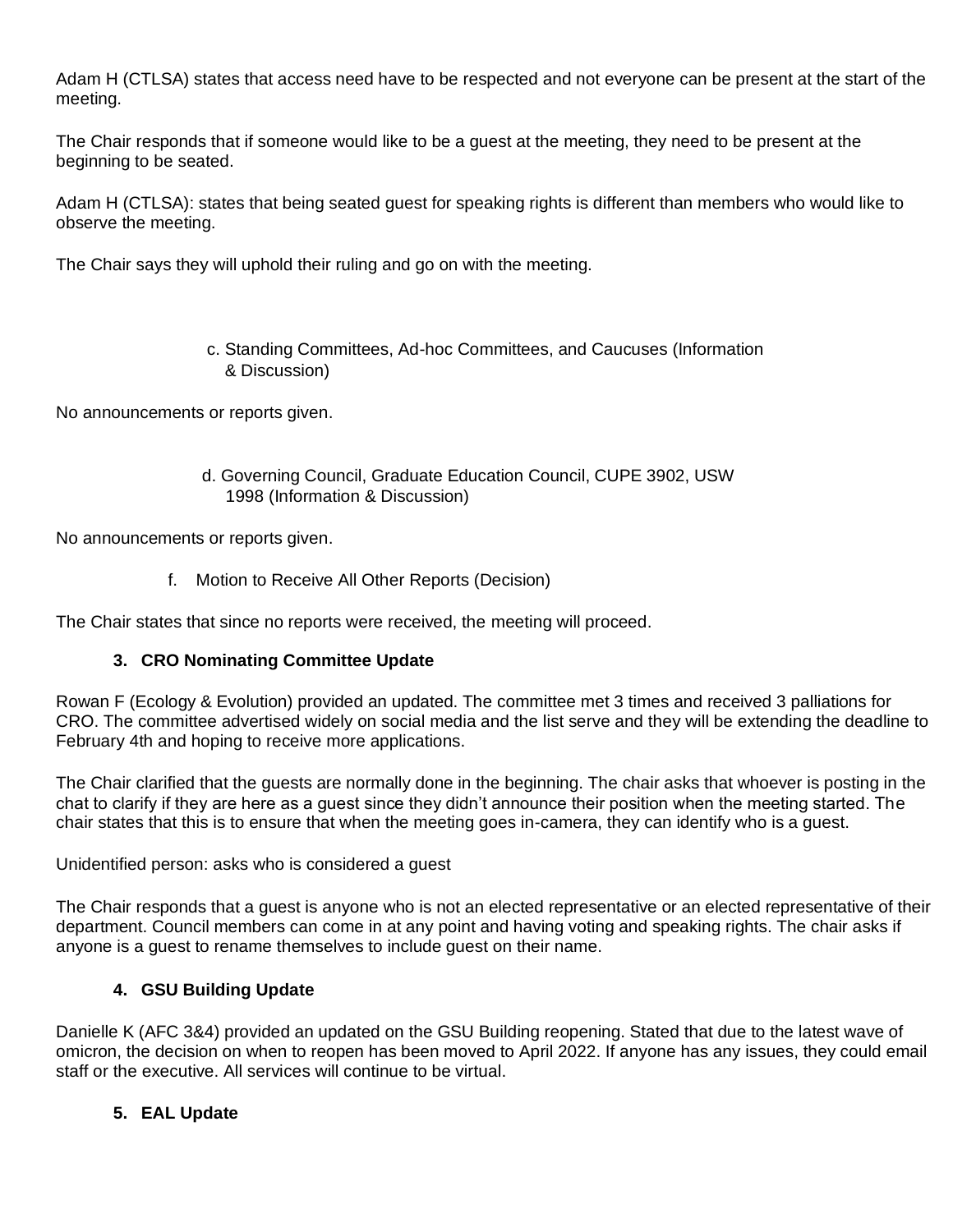Adam H (CTLSA) states that access need have to be respected and not everyone can be present at the start of the meeting.

The Chair responds that if someone would like to be a guest at the meeting, they need to be present at the beginning to be seated.

Adam H (CTLSA): states that being seated guest for speaking rights is different than members who would like to observe the meeting.

The Chair says they will uphold their ruling and go on with the meeting.

c. Standing Committees, Ad-hoc Committees, and Caucuses (Information & Discussion)

No announcements or reports given.

d. Governing Council, Graduate Education Council, CUPE 3902, USW 1998 (Information & Discussion)

No announcements or reports given.

f. Motion to Receive All Other Reports (Decision)

The Chair states that since no reports were received, the meeting will proceed.

### 3. CRO Nominating Committee Update

Rowan F (Ecology & Evolution) provided an updated. The committee met 3 times and received 3 palliations for CRO. The committee advertised widely on social media and the list serve and they will be extending the deadline to February 4th and hoping to receive more applications.

The Chair clarified that the guests are normally done in the beginning. The chair asks that whoever is posting in the chat to clarify if they are here as a guest since they didn't announce their position when the meeting started. The chair states that this is to ensure that when the meeting goes in-camera, they can identify who is a guest.

Unidentified person: asks who is considered a guest

The Chair responds that a guest is anyone who is not an elected representative or an elected representative of their department. Council members can come in at any point and having voting and speaking rights. The chair asks if anyone is a guest to rename themselves to include guest on their name.

### 4. GSU Building Update

Danielle K (AFC 3&4) provided an updated on the GSU Building reopening. Stated that due to the latest wave of omicron, the decision on when to reopen has been moved to April 2022. If anyone has any issues, they could email staff or the executive. All services will continue to be virtual.

### 5. EAL Update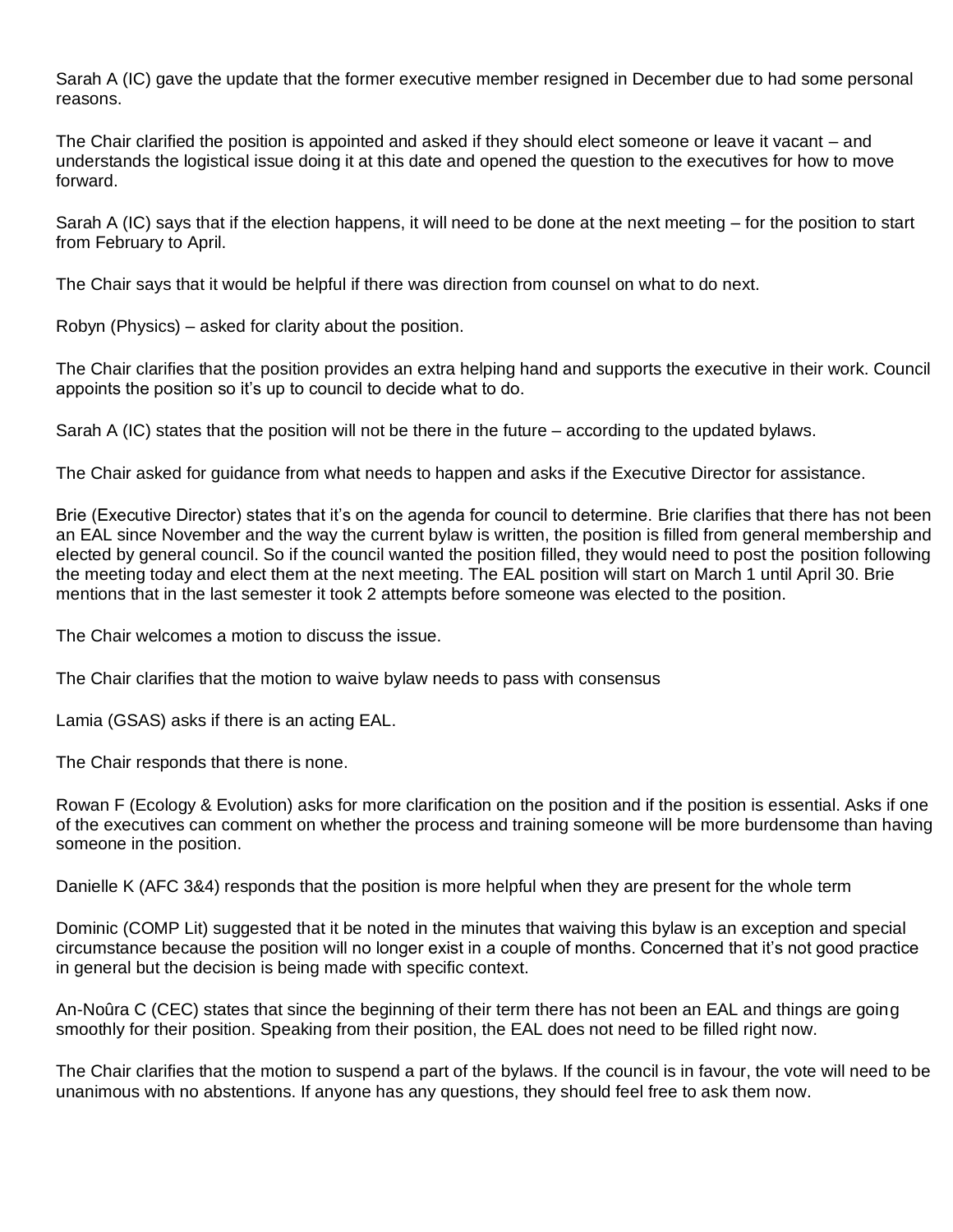Sarah A (IC) gave the update that the former executive member resigned in December due to had some personal reasons.

The Chair clarified the position is appointed and asked if they should elect someone or leave it vacant – and understands the logistical issue doing it at this date and opened the question to the executives for how to move forward.

Sarah A (IC) says that if the election happens, it will need to be done at the next meeting – for the position to start from February to April.

The Chair says that it would be helpful if there was direction from counsel on what to do next.

Robyn (Physics) – asked for clarity about the position.

The Chair clarifies that the position provides an extra helping hand and supports the executive in their work. Council appoints the position so it's up to council to decide what to do.

Sarah A (IC) states that the position will not be there in the future – according to the updated bylaws.

The Chair asked for guidance from what needs to happen and asks if the Executive Director for assistance.

Brie (Executive Director) states that it's on the agenda for council to determine. Brie clarifies that there has not been an EAL since November and the way the current bylaw is written, the position is filled from general membership and elected by general council. So if the council wanted the position filled, they would need to post the position following the meeting today and elect them at the next meeting. The EAL position will start on March 1 until April 30. Brie mentions that in the last semester it took 2 attempts before someone was elected to the position.

The Chair welcomes a motion to discuss the issue.

The Chair clarifies that the motion to waive bylaw needs to pass with consensus

Lamia (GSAS) asks if there is an acting EAL.

The Chair responds that there is none.

Rowan F (Ecology & Evolution) asks for more clarification on the position and if the position is essential. Asks if one of the executives can comment on whether the process and training someone will be more burdensome than having someone in the position.

Danielle K (AFC 3&4) responds that the position is more helpful when they are present for the whole term

Dominic (COMP Lit) suggested that it be noted in the minutes that waiving this bylaw is an exception and special circumstance because the position will no longer exist in a couple of months. Concerned that it's not good practice in general but the decision is being made with specific context.

An-Noûra C (CEC) states that since the beginning of their term there has not been an EAL and things are going smoothly for their position. Speaking from their position, the EAL does not need to be filled right now.

The Chair clarifies that the motion to suspend a part of the bylaws. If the council is in favour, the vote will need to be unanimous with no abstentions. If anyone has any questions, they should feel free to ask them now.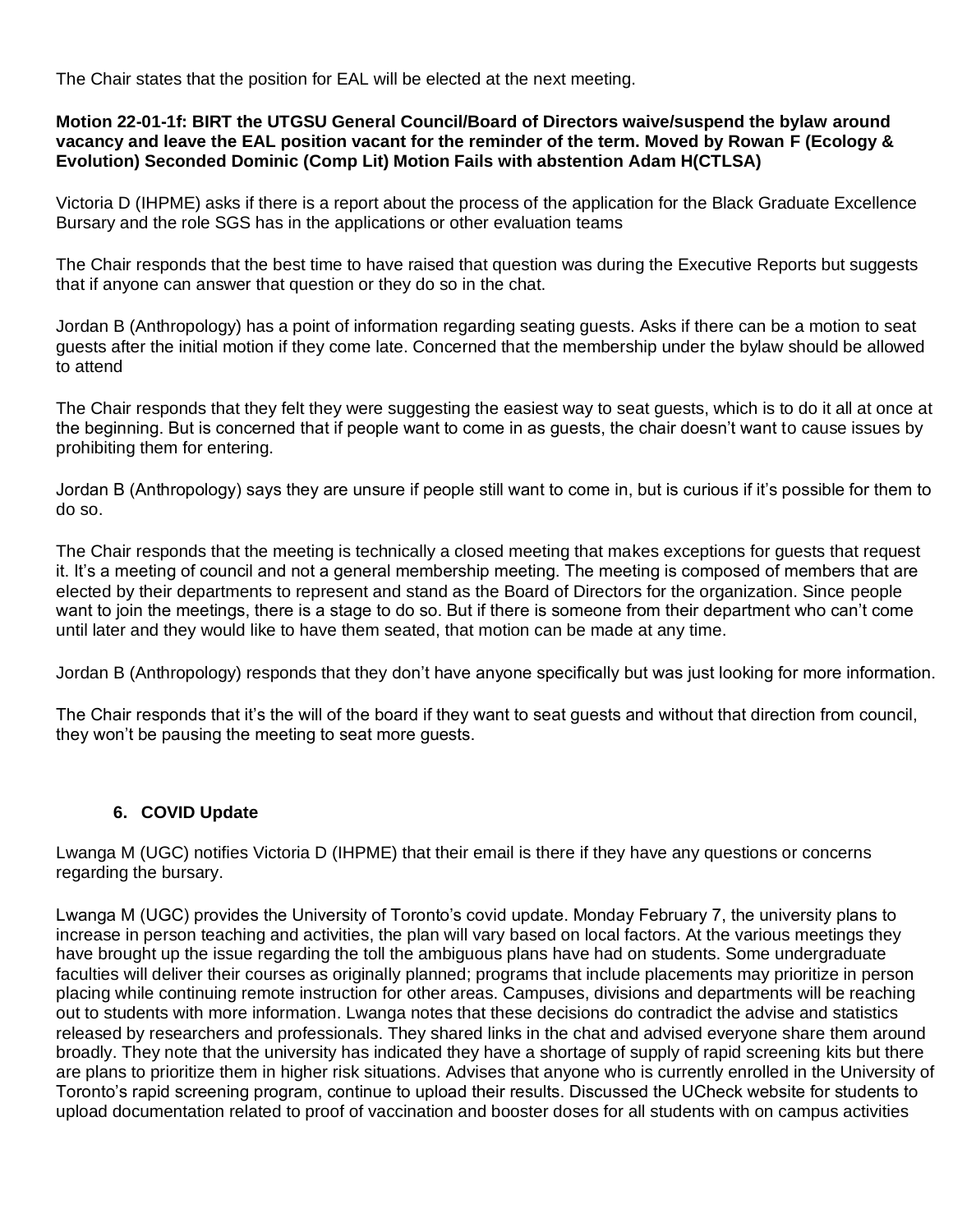The Chair states that the position for EAL will be elected at the next meeting.

**Motion 22-01-1f: BIRT the UTGSU General Council/Board of Directors waive/suspend the bylaw around vacancy and leave the EAL position vacant for the reminder of the term. Moved by Rowan F (Ecology & Evolution) Seconded Dominic (Comp Lit) Motion Fails with abstention Adam H(CTLSA)**

Victoria D (IHPME) asks if there is a report about the process of the application for the Black Graduate Excellence Bursary and the role SGS has in the applications or other evaluation teams

The Chair responds that the best time to have raised that question was during the Executive Reports but suggests that if anyone can answer that question or they do so in the chat.

Jordan B (Anthropology) has a point of information regarding seating guests. Asks if there can be a motion to seat guests after the initial motion if they come late. Concerned that the membership under the bylaw should be allowed to attend

The Chair responds that they felt they were suggesting the easiest way to seat guests, which is to do it all at once at the beginning. But is concerned that if people want to come in as guests, the chair doesn't want to cause issues by prohibiting them for entering.

Jordan B (Anthropology) says they are unsure if people still want to come in, but is curious if it's possible for them to do so.

The Chair responds that the meeting is technically a closed meeting that makes exceptions for guests that request it. It's a meeting of council and not a general membership meeting. The meeting is composed of members that are elected by their departments to represent and stand as the Board of Directors for the organization. Since people want to join the meetings, there is a stage to do so. But if there is someone from their department who can't come until later and they would like to have them seated, that motion can be made at any time.

Jordan B (Anthropology) responds that they don't have anyone specifically but was just looking for more information.

The Chair responds that it's the will of the board if they want to seat guests and without that direction from council, they won't be pausing the meeting to seat more guests.

## 6. COVID Update

Lwanga M (UGC) notifies Victoria D (IHPME) that their email is there if they have any questions or concerns regarding the bursary.

Lwanga M (UGC) provides the University of Toronto's covid update. Monday February 7, the university plans to increase in person teaching and activities, the plan will vary based on local factors. At the various meetings they have brought up the issue regarding the toll the ambiguous plans have had on students. Some undergraduate faculties will deliver their courses as originally planned; programs that include placements may prioritize in person placing while continuing remote instruction for other areas. Campuses, divisions and departments will be reaching out to students with more information. Lwanga notes that these decisions do contradict the advise and statistics released by researchers and professionals. They shared links in the chat and advised everyone share them around broadly. They note that the university has indicated they have a shortage of supply of rapid screening kits but there are plans to prioritize them in higher risk situations. Advises that anyone who is currently enrolled in the University of Toronto's rapid screening program, continue to upload their results. Discussed the UCheck website for students to upload documentation related to proof of vaccination and booster doses for all students with on campus activities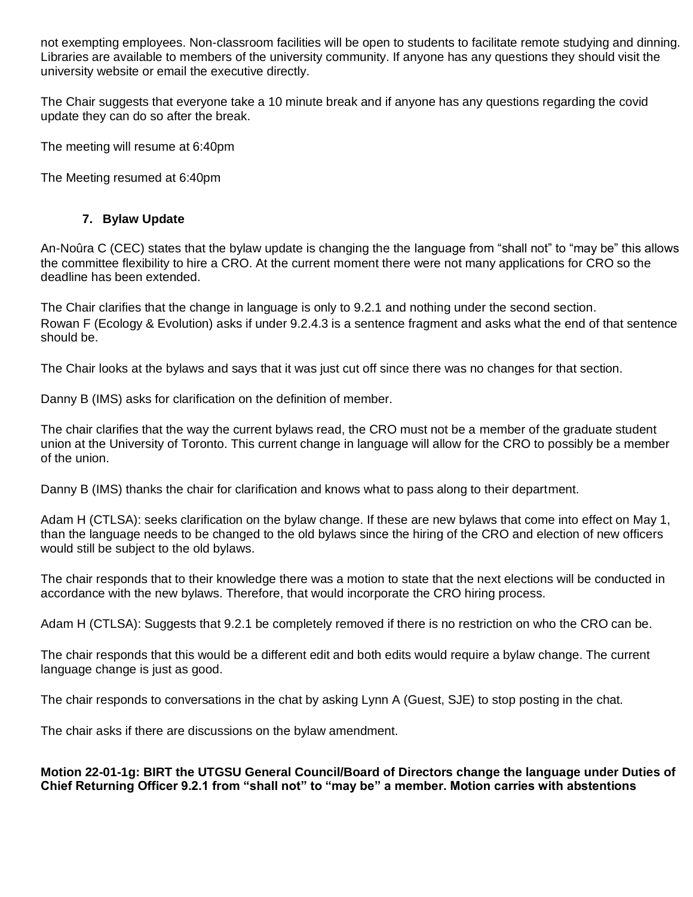not exempting employees. Non-classroom facilities will be open to students to facilitate remote studying and dinning. Libraries are available to members of the university community. If anyone has any questions they should visit the university website or email the executive directly.

The Chair suggests that everyone take a 10 minute break and if anyone has any questions regarding the covid update they can do so after the break.

The meeting will resume at 6:40pm

The Meeting resumed at 6:40pm

### 7. Bylaw Update

An-Noûra C (CEC) states that the bylaw update is changing the the language from “shall not” to “may be” this allows the committee flexibility to hire a CRO. At the current moment there were not many applications for CRO so the deadline has been extended.

The Chair clarifies that the change in language is only to 9.2.1 and nothing under the second section.
Rowan F (Ecology & Evolution) asks if under 9.2.4.3 is a sentence fragment and asks what the end of that sentence should be.

The Chair looks at the bylaws and says that it was just cut off since there was no changes for that section.

Danny B (IMS) asks for clarification on the definition of member.

The chair clarifies that the way the current bylaws read, the CRO must not be a member of the graduate student union at the University of Toronto. This current change in language will allow for the CRO to possibly be a member of the union.

Danny B (IMS) thanks the chair for clarification and knows what to pass along to their department.

Adam H (CTLSA): seeks clarification on the bylaw change. If these are new bylaws that come into effect on May 1, than the language needs to be changed to the old bylaws since the hiring of the CRO and election of new officers would still be subject to the old bylaws.

The chair responds that to their knowledge there was a motion to state that the next elections will be conducted in accordance with the new bylaws. Therefore, that would incorporate the CRO hiring process.

Adam H (CTLSA): Suggests that 9.2.1 be completely removed if there is no restriction on who the CRO can be.

The chair responds that this would be a different edit and both edits would require a bylaw change. The current language change is just as good.

The chair responds to conversations in the chat by asking Lynn A (Guest, SJE) to stop posting in the chat.

The chair asks if there are discussions on the bylaw amendment.

**Motion 22-01-1g: BIRT the UTGSU General Council/Board of Directors change the language under Duties of Chief Returning Officer 9.2.1 from “shall not” to “may be” a member. Motion carries with abstentions**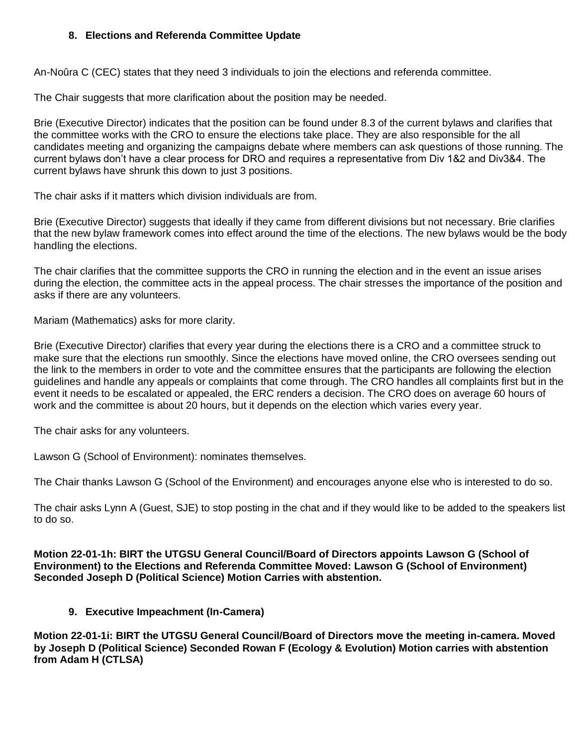## 8. Elections and Referenda Committee Update

An-Noûra C (CEC) states that they need 3 individuals to join the elections and referenda committee.

The Chair suggests that more clarification about the position may be needed.

Brie (Executive Director) indicates that the position can be found under 8.3 of the current bylaws and clarifies that the committee works with the CRO to ensure the elections take place. They are also responsible for the all candidates meeting and organizing the campaigns debate where members can ask questions of those running. The current bylaws don't have a clear process for DRO and requires a representative from Div 1&2 and Div3&4. The current bylaws have shrunk this down to just 3 positions.

The chair asks if it matters which division individuals are from.

Brie (Executive Director) suggests that ideally if they came from different divisions but not necessary. Brie clarifies that the new bylaw framework comes into effect around the time of the elections. The new bylaws would be the body handling the elections.

The chair clarifies that the committee supports the CRO in running the election and in the event an issue arises during the election, the committee acts in the appeal process. The chair stresses the importance of the position and asks if there are any volunteers.

Mariam (Mathematics) asks for more clarity.

Brie (Executive Director) clarifies that every year during the elections there is a CRO and a committee struck to make sure that the elections run smoothly. Since the elections have moved online, the CRO oversees sending out the link to the members in order to vote and the committee ensures that the participants are following the election guidelines and handle any appeals or complaints that come through. The CRO handles all complaints first but in the event it needs to be escalated or appealed, the ERC renders a decision. The CRO does on average 60 hours of work and the committee is about 20 hours, but it depends on the election which varies every year.

The chair asks for any volunteers.

Lawson G (School of Environment): nominates themselves.

The Chair thanks Lawson G (School of the Environment) and encourages anyone else who is interested to do so.

The chair asks Lynn A (Guest, SJE) to stop posting in the chat and if they would like to be added to the speakers list to do so.

**Motion 22-01-1h: BIRT the UTGSU General Council/Board of Directors appoints Lawson G (School of Environment) to the Elections and Referenda Committee Moved: Lawson G (School of Environment) Seconded Joseph D (Political Science) Motion Carries with abstention.**

## 9. Executive Impeachment (In-Camera)

**Motion 22-01-1i: BIRT the UTGSU General Council/Board of Directors move the meeting in-camera. Moved by Joseph D (Political Science) Seconded Rowan F (Ecology & Evolution) Motion carries with abstention from Adam H (CTLSA)**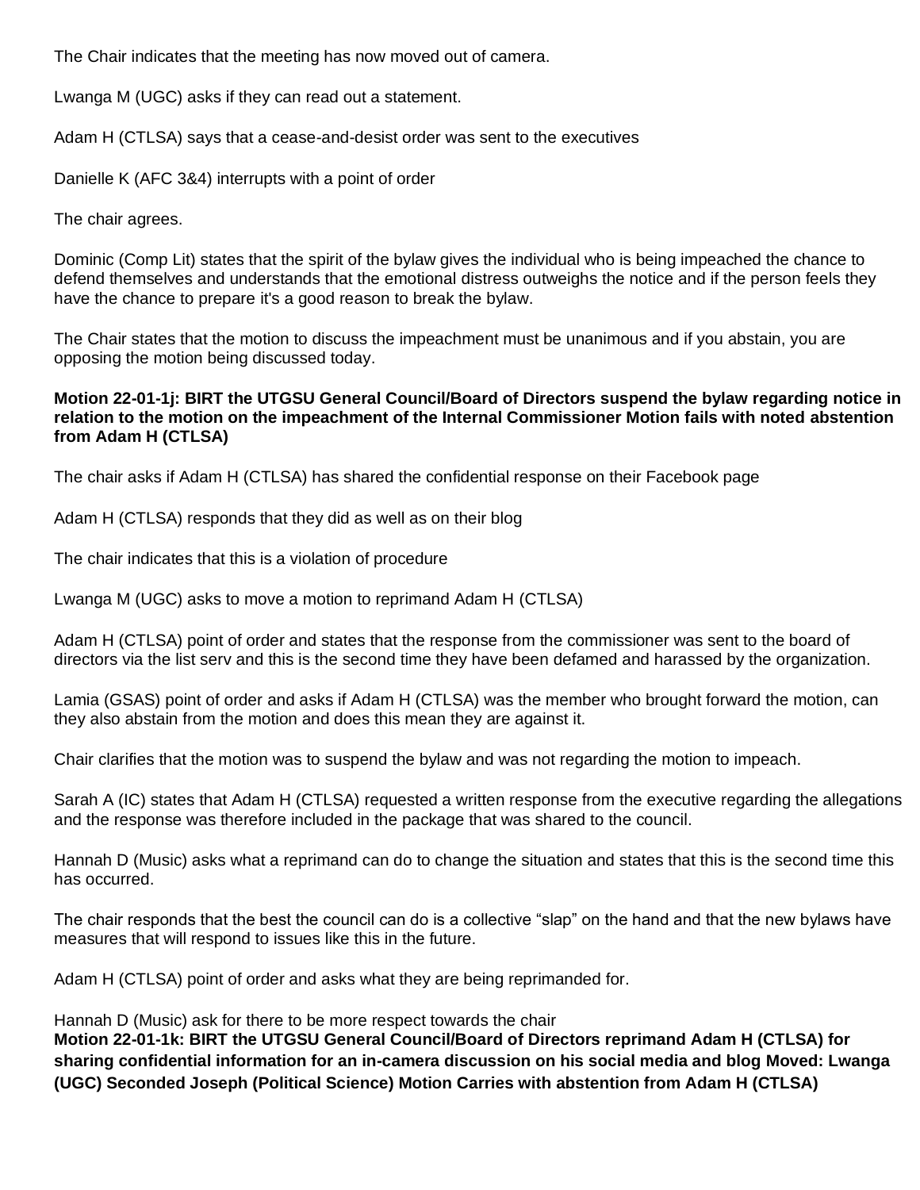The Chair indicates that the meeting has now moved out of camera.

Lwanga M (UGC) asks if they can read out a statement.

Adam H (CTLSA) says that a cease-and-desist order was sent to the executives

Danielle K (AFC 3&4) interrupts with a point of order

The chair agrees.

Dominic (Comp Lit) states that the spirit of the bylaw gives the individual who is being impeached the chance to defend themselves and understands that the emotional distress outweighs the notice and if the person feels they have the chance to prepare it's a good reason to break the bylaw.

The Chair states that the motion to discuss the impeachment must be unanimous and if you abstain, you are opposing the motion being discussed today.

**Motion 22-01-1j: BIRT the UTGSU General Council/Board of Directors suspend the bylaw regarding notice in relation to the motion on the impeachment of the Internal Commissioner Motion fails with noted abstention from Adam H (CTLSA)**

The chair asks if Adam H (CTLSA) has shared the confidential response on their Facebook page

Adam H (CTLSA) responds that they did as well as on their blog

The chair indicates that this is a violation of procedure

Lwanga M (UGC) asks to move a motion to reprimand Adam H (CTLSA)

Adam H (CTLSA) point of order and states that the response from the commissioner was sent to the board of directors via the list serv and this is the second time they have been defamed and harassed by the organization.

Lamia (GSAS) point of order and asks if Adam H (CTLSA) was the member who brought forward the motion, can they also abstain from the motion and does this mean they are against it.

Chair clarifies that the motion was to suspend the bylaw and was not regarding the motion to impeach.

Sarah A (IC) states that Adam H (CTLSA) requested a written response from the executive regarding the allegations and the response was therefore included in the package that was shared to the council.

Hannah D (Music) asks what a reprimand can do to change the situation and states that this is the second time this has occurred.

The chair responds that the best the council can do is a collective "slap" on the hand and that the new bylaws have measures that will respond to issues like this in the future.

Adam H (CTLSA) point of order and asks what they are being reprimanded for.

Hannah D (Music) ask for there to be more respect towards the chair

**Motion 22-01-1k: BIRT the UTGSU General Council/Board of Directors reprimand Adam H (CTLSA) for sharing confidential information for an in-camera discussion on his social media and blog Moved: Lwanga (UGC) Seconded Joseph (Political Science) Motion Carries with abstention from Adam H (CTLSA)**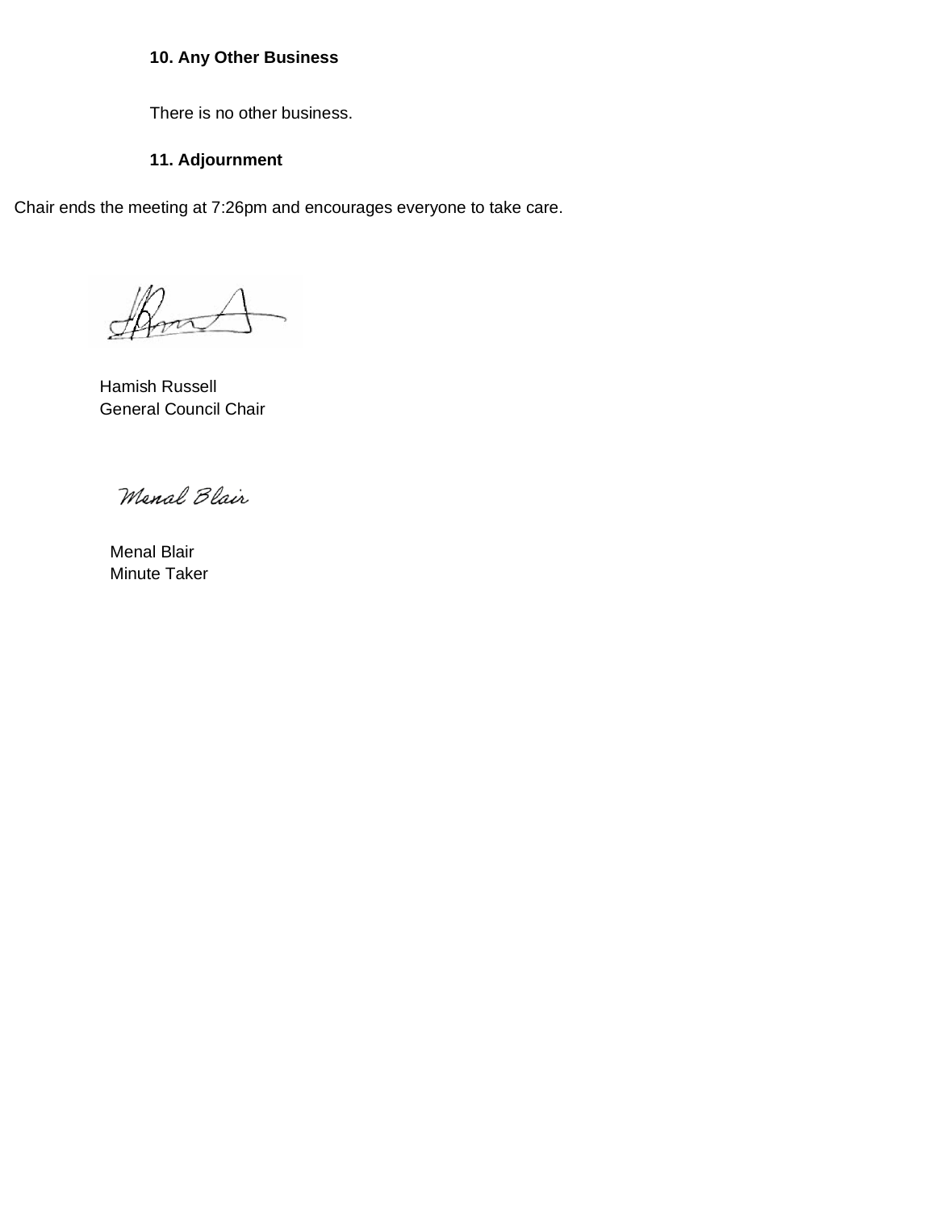**10. Any Other Business**

There is no other business.

**11. Adjournment**

Chair ends the meeting at 7:26pm and encourages everyone to take care.

Hamish Russell
General Council Chair

Menal Blair
Minute Taker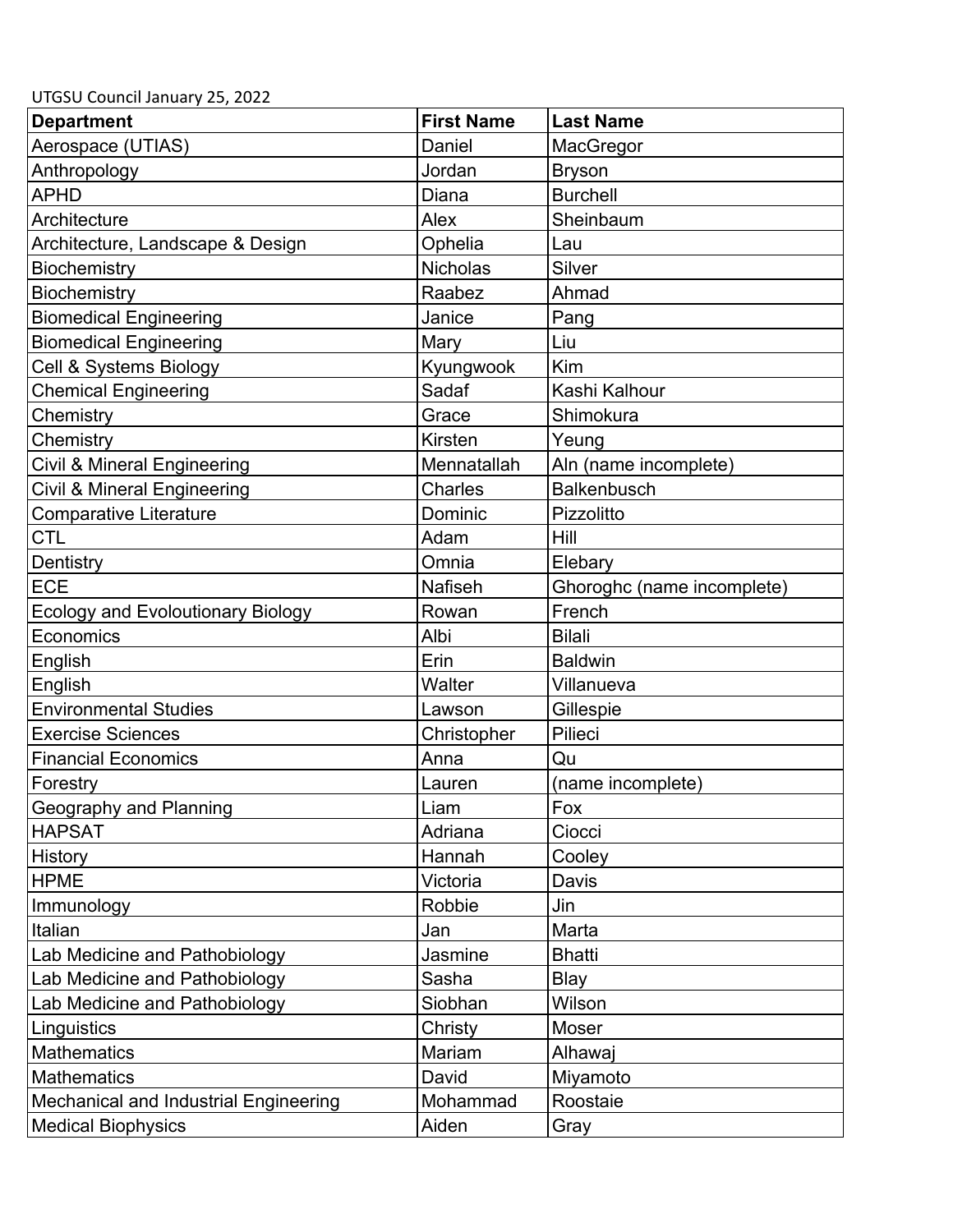UTGSU Council January 25, 2022

| Department | First Name | Last Name |
| --- | --- | --- |
| Aerospace (UTIAS) | Daniel | MacGregor |
| Anthropology | Jordan | Bryson |
| APHD | Diana | Burchell |
| Architecture | Alex | Sheinbaum |
| Architecture, Landscape & Design | Ophelia | Lau |
| Biochemistry | Nicholas | Silver |
| Biochemistry | Raabez | Ahmad |
| Biomedical Engineering | Janice | Pang |
| Biomedical Engineering | Mary | Liu |
| Cell & Systems Biology | Kyungwook | Kim |
| Chemical Engineering | Sadaf | Kashi Kalhour |
| Chemistry | Grace | Shimokura |
| Chemistry | Kirsten | Yeung |
| Civil & Mineral Engineering | Mennatallah | Aln (name incomplete) |
| Civil & Mineral Engineering | Charles | Balkenbusch |
| Comparative Literature | Dominic | Pizzolitto |
| CTL | Adam | Hill |
| Dentistry | Omnia | Elebary |
| ECE | Nafiseh | Ghoroghc (name incomplete) |
| Ecology and Evoloutionary Biology | Rowan | French |
| Economics | Albi | Bilali |
| English | Erin | Baldwin |
| English | Walter | Villanueva |
| Environmental Studies | Lawson | Gillespie |
| Exercise Sciences | Christopher | Pilieci |
| Financial Economics | Anna | Qu |
| Forestry | Lauren | (name incomplete) |
| Geography and Planning | Liam | Fox |
| HAPSAT | Adriana | Ciocci |
| History | Hannah | Cooley |
| HPME | Victoria | Davis |
| Immunology | Robbie | Jin |
| Italian | Jan | Marta |
| Lab Medicine and Pathobiology | Jasmine | Bhatti |
| Lab Medicine and Pathobiology | Sasha | Blay |
| Lab Medicine and Pathobiology | Siobhan | Wilson |
| Linguistics | Christy | Moser |
| Mathematics | Mariam | Alhawaj |
| Mathematics | David | Miyamoto |
| Mechanical and Industrial Engineering | Mohammad | Roostaie |
| Medical Biophysics | Aiden | Gray |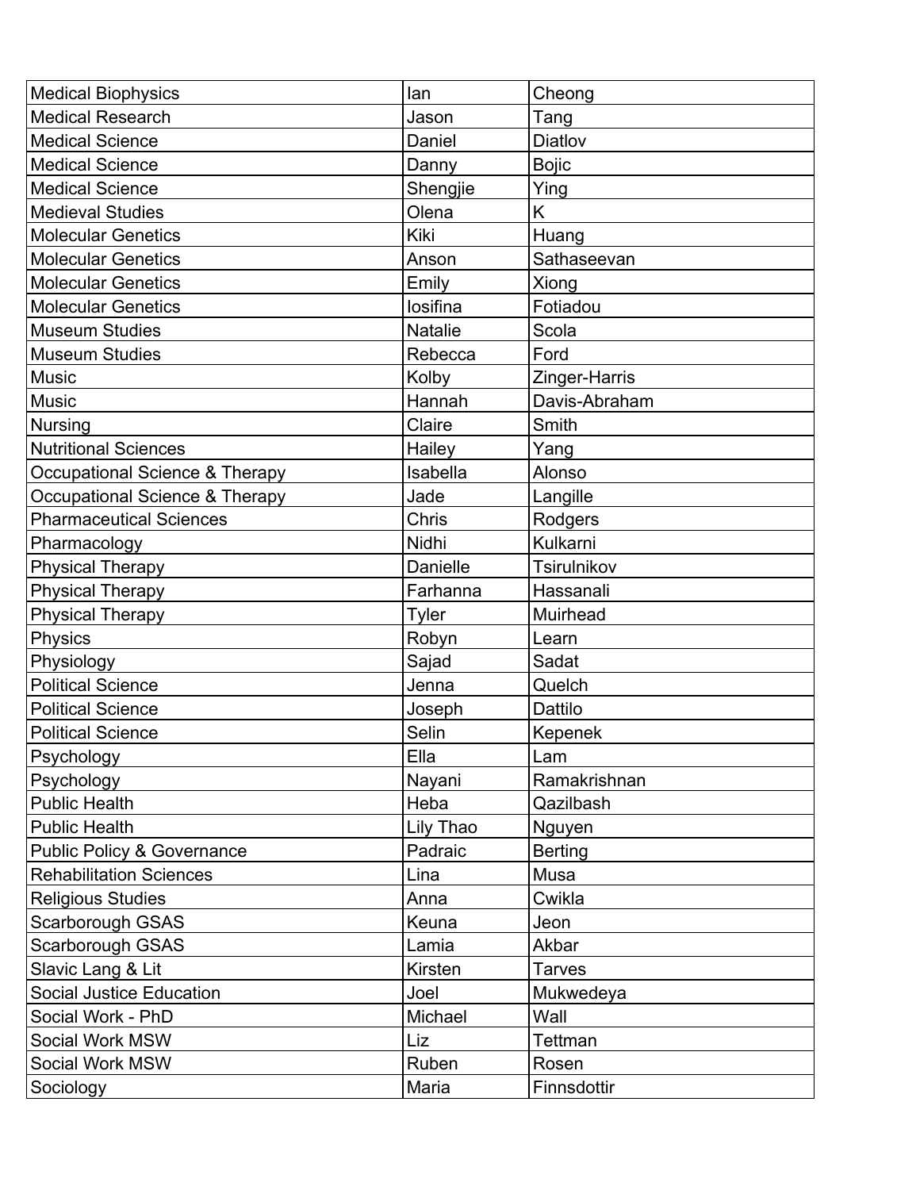| Medical Biophysics | Ian | Cheong |
|---|---|---|
| Medical Research | Jason | Tang |
| Medical Science | Daniel | Diatlov |
| Medical Science | Danny | Bojic |
| Medical Science | Shengjie | Ying |
| Medieval Studies | Olena | K |
| Molecular Genetics | Kiki | Huang |
| Molecular Genetics | Anson | Sathaseevan |
| Molecular Genetics | Emily | Xiong |
| Molecular Genetics | Iosifina | Fotiadou |
| Museum Studies | Natalie | Scola |
| Museum Studies | Rebecca | Ford |
| Music | Kolby | Zinger-Harris |
| Music | Hannah | Davis-Abraham |
| Nursing | Claire | Smith |
| Nutritional Sciences | Hailey | Yang |
| Occupational Science & Therapy | Isabella | Alonso |
| Occupational Science & Therapy | Jade | Langille |
| Pharmaceutical Sciences | Chris | Rodgers |
| Pharmacology | Nidhi | Kulkarni |
| Physical Therapy | Danielle | Tsirulnikov |
| Physical Therapy | Farhanna | Hassanali |
| Physical Therapy | Tyler | Muirhead |
| Physics | Robyn | Learn |
| Physiology | Sajad | Sadat |
| Political Science | Jenna | Quelch |
| Political Science | Joseph | Dattilo |
| Political Science | Selin | Kepenek |
| Psychology | Ella | Lam |
| Psychology | Nayani | Ramakrishnan |
| Public Health | Heba | Qazilbash |
| Public Health | Lily Thao | Nguyen |
| Public Policy & Governance | Padraic | Berting |
| Rehabilitation Sciences | Lina | Musa |
| Religious Studies | Anna | Cwikla |
| Scarborough GSAS | Keuna | Jeon |
| Scarborough GSAS | Lamia | Akbar |
| Slavic Lang & Lit | Kirsten | Tarves |
| Social Justice Education | Joel | Mukwedeya |
| Social Work - PhD | Michael | Wall |
| Social Work MSW | Liz | Tettman |
| Social Work MSW | Ruben | Rosen |
| Sociology | Maria | Finnsdottir |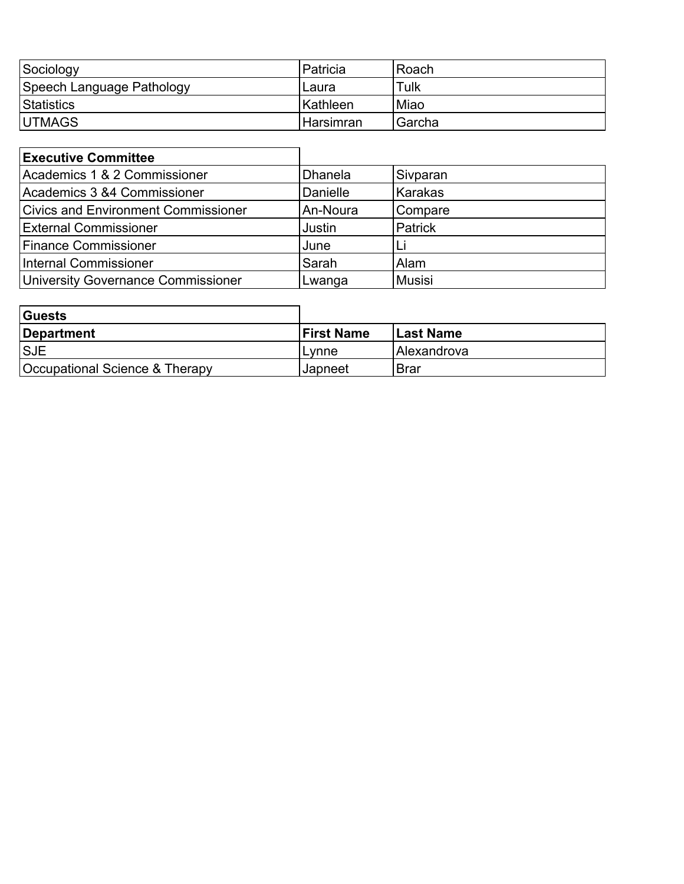| | | |
|---|---|---|
| Sociology | Patricia | Roach |
| Speech Language Pathology | Laura | Tulk |
| Statistics | Kathleen | Miao |
| UTMAGS | Harsimran | Garcha |

| **Executive Committee** | | |
|---|---|---|
| Academics 1 & 2 Commissioner | Dhanela | Sivparan |
| Academics 3 &4 Commissioner | Danielle | Karakas |
| Civics and Environment Commissioner | An-Noura | Compare |
| External Commissioner | Justin | Patrick |
| Finance Commissioner | June | Li |
| Internal Commissioner | Sarah | Alam |
| University Governance Commissioner | Lwanga | Musisi |

| **Guests** | | |
|---|---|---|
| **Department** | **First Name** | **Last Name** |
| SJE | Lynne | Alexandrova |
| Occupational Science & Therapy | Japneet | Brar |